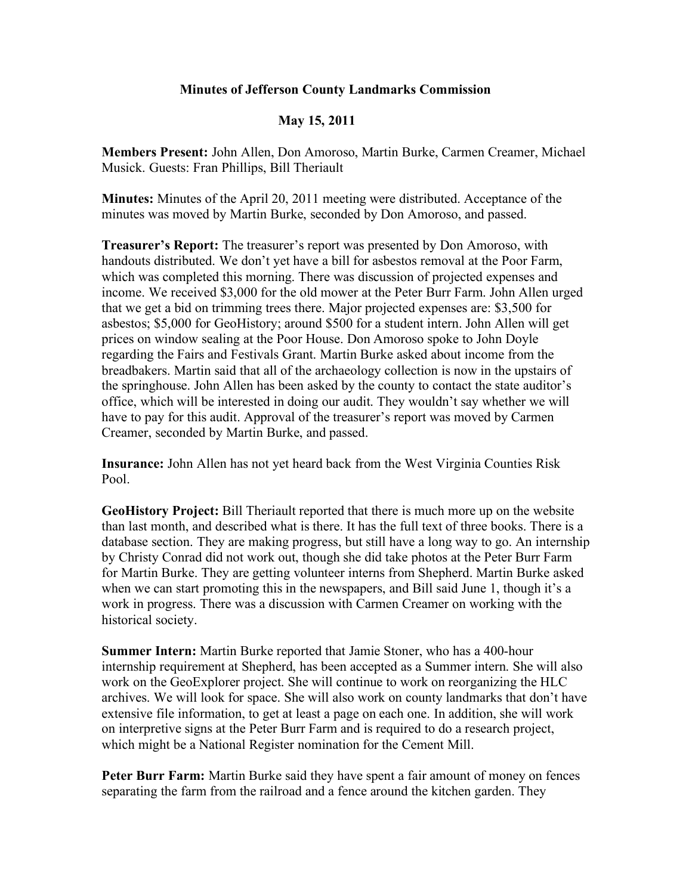# Minutes of Jefferson County Landmarks Commission

## May 15, 2011

**Members Present:** John Allen, Don Amoroso, Martin Burke, Carmen Creamer, Michael Musick. Guests: Fran Phillips, Bill Theriault

**Minutes:** Minutes of the April 20, 2011 meeting were distributed. Acceptance of the minutes was moved by Martin Burke, seconded by Don Amoroso, and passed.

**Treasurer's Report:** The treasurer's report was presented by Don Amoroso, with handouts distributed. We don't yet have a bill for asbestos removal at the Poor Farm, which was completed this morning. There was discussion of projected expenses and income. We received $3,000 for the old mower at the Peter Burr Farm. John Allen urged that we get a bid on trimming trees there. Major projected expenses are: $3,500 for asbestos; $5,000 for GeoHistory; around $500 for a student intern. John Allen will get prices on window sealing at the Poor House. Don Amoroso spoke to John Doyle regarding the Fairs and Festivals Grant. Martin Burke asked about income from the breadbakers. Martin said that all of the archaeology collection is now in the upstairs of the springhouse. John Allen has been asked by the county to contact the state auditor's office, which will be interested in doing our audit. They wouldn't say whether we will have to pay for this audit. Approval of the treasurer's report was moved by Carmen Creamer, seconded by Martin Burke, and passed.

**Insurance:** John Allen has not yet heard back from the West Virginia Counties Risk Pool.

**GeoHistory Project:** Bill Theriault reported that there is much more up on the website than last month, and described what is there. It has the full text of three books. There is a database section. They are making progress, but still have a long way to go. An internship by Christy Conrad did not work out, though she did take photos at the Peter Burr Farm for Martin Burke. They are getting volunteer interns from Shepherd. Martin Burke asked when we can start promoting this in the newspapers, and Bill said June 1, though it's a work in progress. There was a discussion with Carmen Creamer on working with the historical society.

**Summer Intern:** Martin Burke reported that Jamie Stoner, who has a 400-hour internship requirement at Shepherd, has been accepted as a Summer intern. She will also work on the GeoExplorer project. She will continue to work on reorganizing the HLC archives. We will look for space. She will also work on county landmarks that don't have extensive file information, to get at least a page on each one. In addition, she will work on interpretive signs at the Peter Burr Farm and is required to do a research project, which might be a National Register nomination for the Cement Mill.

**Peter Burr Farm:** Martin Burke said they have spent a fair amount of money on fences separating the farm from the railroad and a fence around the kitchen garden. They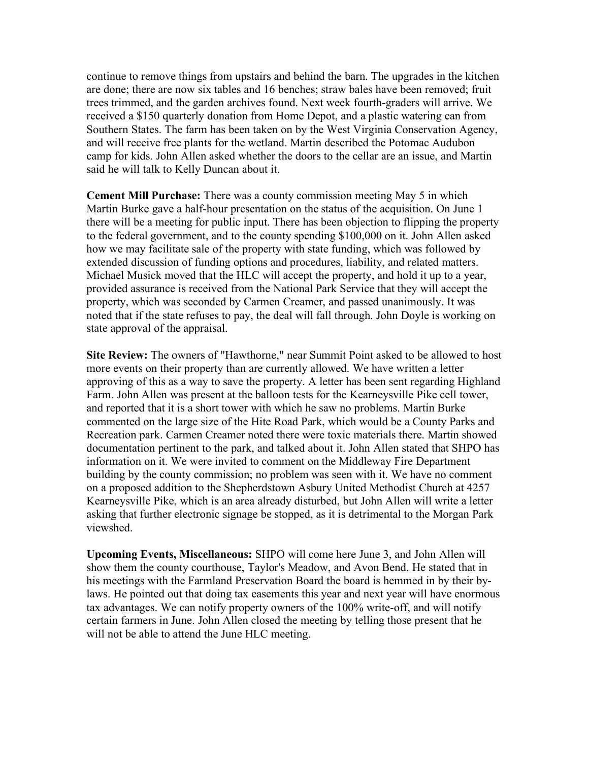continue to remove things from upstairs and behind the barn. The upgrades in the kitchen are done; there are now six tables and 16 benches; straw bales have been removed; fruit trees trimmed, and the garden archives found. Next week fourth-graders will arrive. We received a $150 quarterly donation from Home Depot, and a plastic watering can from Southern States. The farm has been taken on by the West Virginia Conservation Agency, and will receive free plants for the wetland. Martin described the Potomac Audubon camp for kids. John Allen asked whether the doors to the cellar are an issue, and Martin said he will talk to Kelly Duncan about it.

**Cement Mill Purchase:** There was a county commission meeting May 5 in which Martin Burke gave a half-hour presentation on the status of the acquisition. On June 1 there will be a meeting for public input. There has been objection to flipping the property to the federal government, and to the county spending $100,000 on it. John Allen asked how we may facilitate sale of the property with state funding, which was followed by extended discussion of funding options and procedures, liability, and related matters. Michael Musick moved that the HLC will accept the property, and hold it up to a year, provided assurance is received from the National Park Service that they will accept the property, which was seconded by Carmen Creamer, and passed unanimously. It was noted that if the state refuses to pay, the deal will fall through. John Doyle is working on state approval of the appraisal.

**Site Review:** The owners of "Hawthorne," near Summit Point asked to be allowed to host more events on their property than are currently allowed. We have written a letter approving of this as a way to save the property. A letter has been sent regarding Highland Farm. John Allen was present at the balloon tests for the Kearneysville Pike cell tower, and reported that it is a short tower with which he saw no problems. Martin Burke commented on the large size of the Hite Road Park, which would be a County Parks and Recreation park. Carmen Creamer noted there were toxic materials there. Martin showed documentation pertinent to the park, and talked about it. John Allen stated that SHPO has information on it. We were invited to comment on the Middleway Fire Department building by the county commission; no problem was seen with it. We have no comment on a proposed addition to the Shepherdstown Asbury United Methodist Church at 4257 Kearneysville Pike, which is an area already disturbed, but John Allen will write a letter asking that further electronic signage be stopped, as it is detrimental to the Morgan Park viewshed.

**Upcoming Events, Miscellaneous:** SHPO will come here June 3, and John Allen will show them the county courthouse, Taylor's Meadow, and Avon Bend. He stated that in his meetings with the Farmland Preservation Board the board is hemmed in by their by-laws. He pointed out that doing tax easements this year and next year will have enormous tax advantages. We can notify property owners of the 100% write-off, and will notify certain farmers in June. John Allen closed the meeting by telling those present that he will not be able to attend the June HLC meeting.